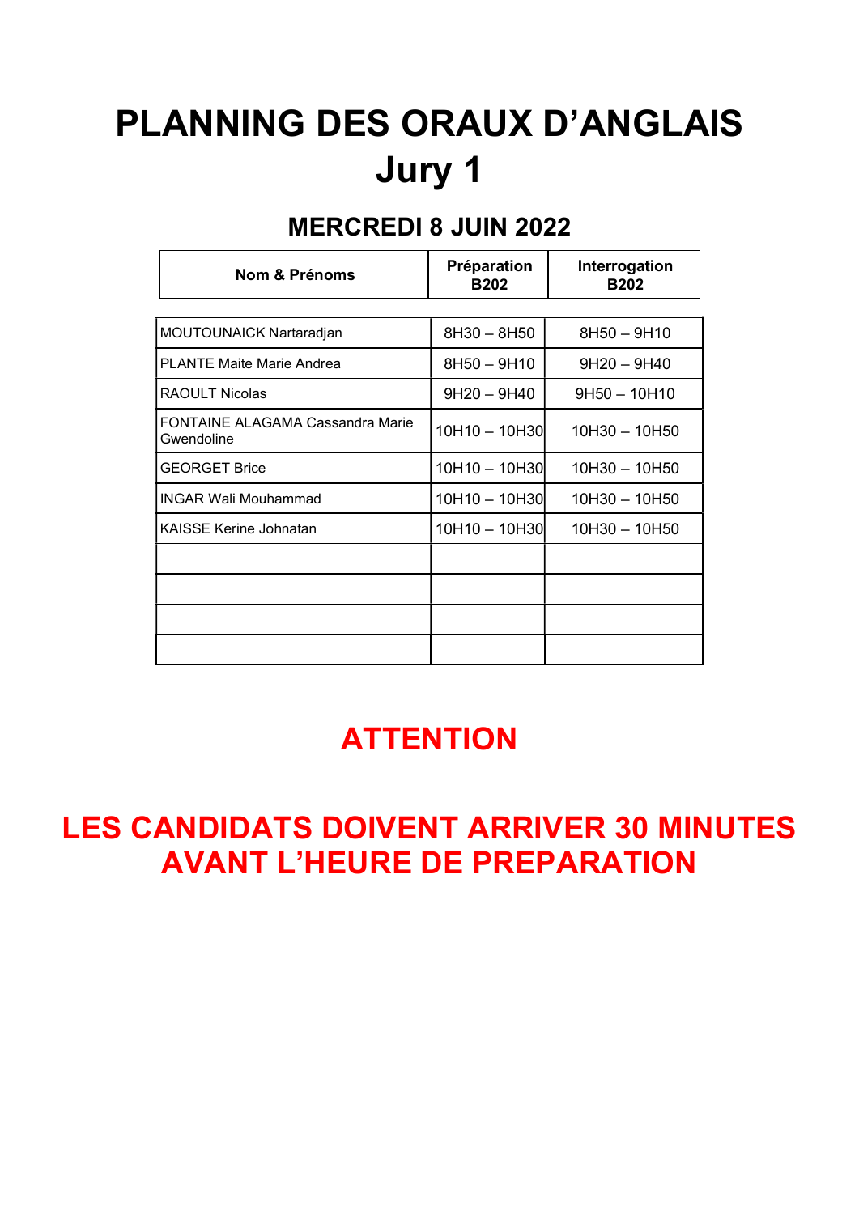# PLANNING DES ORAUX D'ANGLAIS
# Jury 1

## MERCREDI 8 JUIN 2022

| Nom & Prénoms | Préparation B202 | Interrogation B202 |
|---|---|---|
| MOUTOUNAICK Nartaradjan | 8H30 – 8H50 | 8H50 – 9H10 |
| PLANTE Maite Marie Andrea | 8H50 – 9H10 | 9H20 – 9H40 |
| RAOULT Nicolas | 9H20 – 9H40 | 9H50 – 10H10 |
| FONTAINE ALAGAMA Cassandra Marie Gwendoline | 10H10 – 10H30 | 10H30 – 10H50 |
| GEORGET Brice | 10H10 – 10H30 | 10H30 – 10H50 |
| INGAR Wali Mouhammad | 10H10 – 10H30 | 10H30 – 10H50 |
| KAISSE Kerine Johnatan | 10H10 – 10H30 | 10H30 – 10H50 |
| | | |
| | | |
| | | |
| | | |

**ATTENTION**

**LES CANDIDATS DOIVENT ARRIVER 30 MINUTES AVANT L'HEURE DE PREPARATION**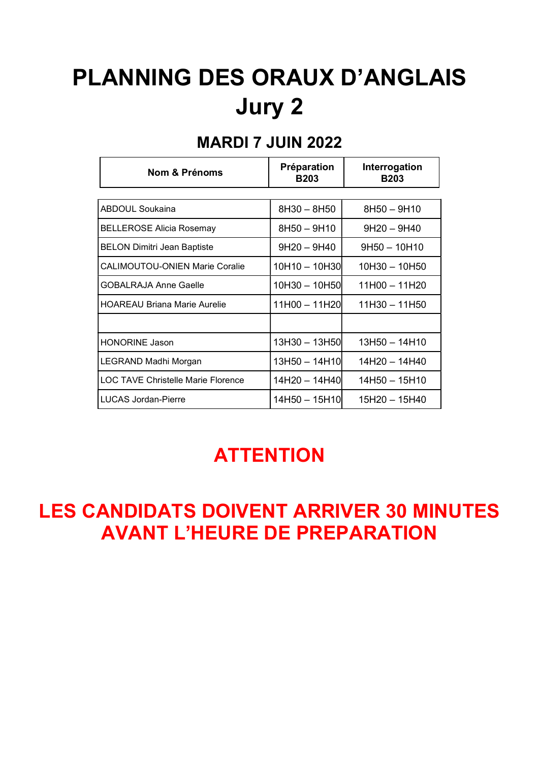# PLANNING DES ORAUX D'ANGLAIS
# Jury 2

## MARDI 7 JUIN 2022

| Nom & Prénoms | Préparation B203 | Interrogation B203 |
|---|---|---|
| ABDOUL Soukaina | 8H30 – 8H50 | 8H50 – 9H10 |
| BELLEROSE Alicia Rosemay | 8H50 – 9H10 | 9H20 – 9H40 |
| BELON Dimitri Jean Baptiste | 9H20 – 9H40 | 9H50 – 10H10 |
| CALIMOUTOU-ONIEN Marie Coralie | 10H10 – 10H30 | 10H30 – 10H50 |
| GOBALRAJA Anne Gaelle | 10H30 – 10H50 | 11H00 – 11H20 |
| HOAREAU Briana Marie Aurelie | 11H00 – 11H20 | 11H30 – 11H50 |
| | | |
| HONORINE Jason | 13H30 – 13H50 | 13H50 – 14H10 |
| LEGRAND Madhi Morgan | 13H50 – 14H10 | 14H20 – 14H40 |
| LOC TAVE Christelle Marie Florence | 14H20 – 14H40 | 14H50 – 15H10 |
| LUCAS Jordan-Pierre | 14H50 – 15H10 | 15H20 – 15H40 |

## ATTENTION

## LES CANDIDATS DOIVENT ARRIVER 30 MINUTES AVANT L'HEURE DE PREPARATION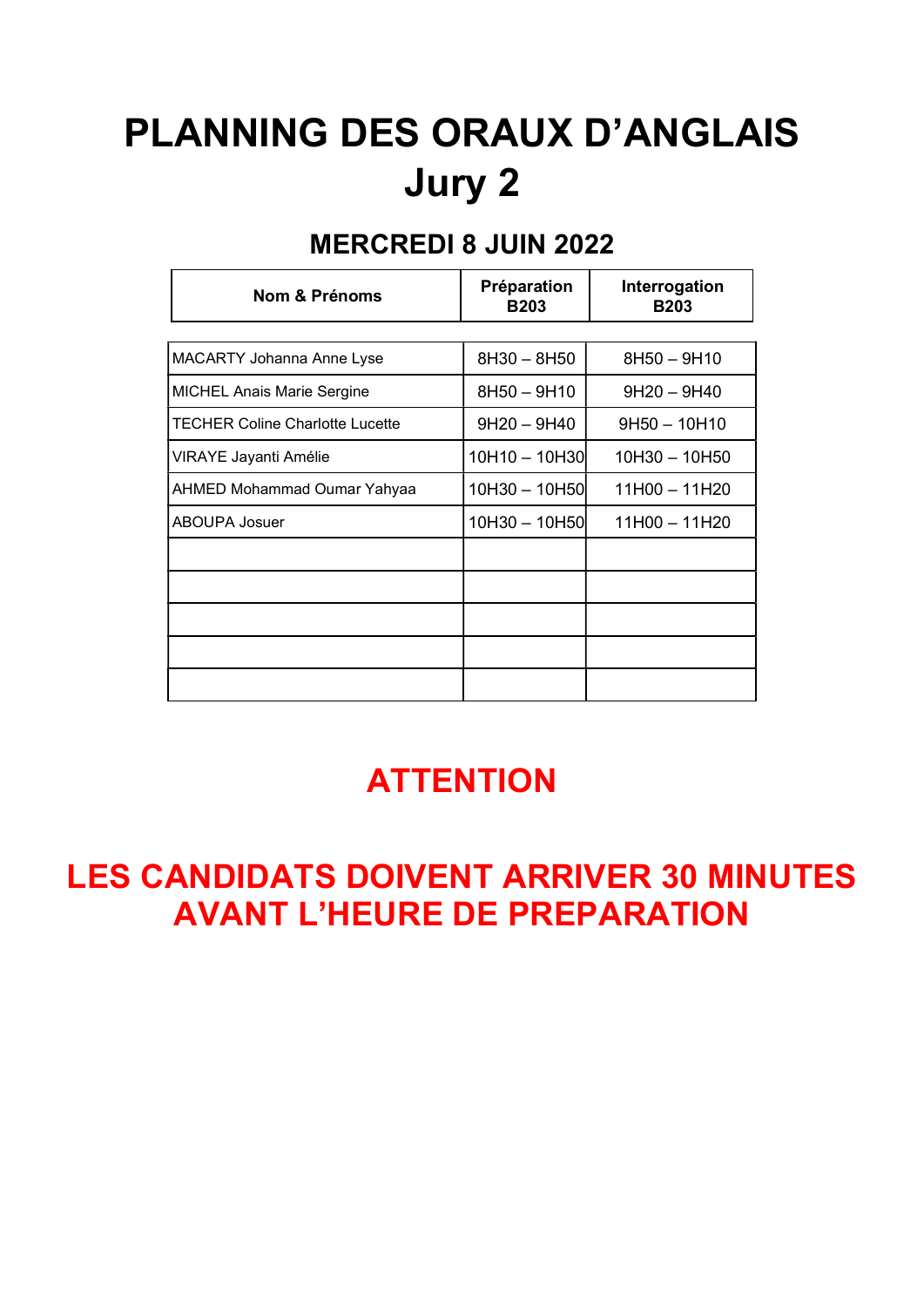# PLANNING DES ORAUX D'ANGLAIS
# Jury 2

## MERCREDI 8 JUIN 2022

| Nom & Prénoms | Préparation B203 | Interrogation B203 |
|---|---|---|
| MACARTY Johanna Anne Lyse | 8H30 – 8H50 | 8H50 – 9H10 |
| MICHEL Anais Marie Sergine | 8H50 – 9H10 | 9H20 – 9H40 |
| TECHER Coline Charlotte Lucette | 9H20 – 9H40 | 9H50 – 10H10 |
| VIRAYE Jayanti Amélie | 10H10 – 10H30 | 10H30 – 10H50 |
| AHMED Mohammad Oumar Yahyaa | 10H30 – 10H50 | 11H00 – 11H20 |
| ABOUPA Josuer | 10H30 – 10H50 | 11H00 – 11H20 |
| | | |
| | | |
| | | |
| | | |
| | | |

## ATTENTION

## LES CANDIDATS DOIVENT ARRIVER 30 MINUTES AVANT L'HEURE DE PREPARATION